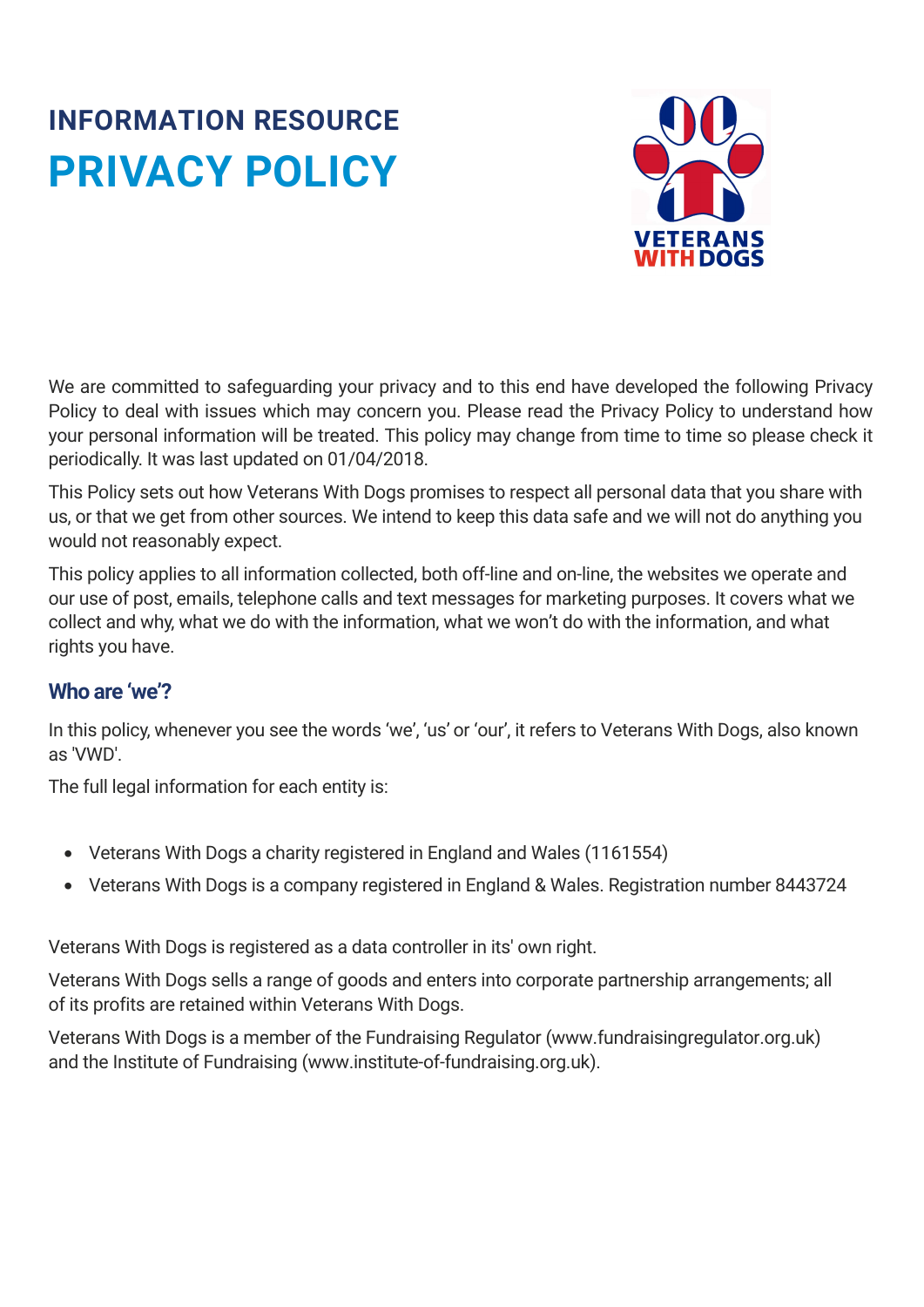# INFORMATION RESOURCE
# PRIVACY POLICY

We are committed to safeguarding your privacy and to this end have developed the following Privacy Policy to deal with issues which may concern you. Please read the Privacy Policy to understand how your personal information will be treated. This policy may change from time to time so please check it periodically. It was last updated on 01/04/2018.

This Policy sets out how Veterans With Dogs promises to respect all personal data that you share with us, or that we get from other sources. We intend to keep this data safe and we will not do anything you would not reasonably expect.

This policy applies to all information collected, both off-line and on-line, the websites we operate and our use of post, emails, telephone calls and text messages for marketing purposes. It covers what we collect and why, what we do with the information, what we won't do with the information, and what rights you have.

## Who are 'we'?

In this policy, whenever you see the words 'we', 'us' or 'our', it refers to Veterans With Dogs, also known as 'VWD'.

The full legal information for each entity is:

- Veterans With Dogs a charity registered in England and Wales (1161554)
- Veterans With Dogs is a company registered in England & Wales. Registration number 8443724

Veterans With Dogs is registered as a data controller in its' own right.

Veterans With Dogs sells a range of goods and enters into corporate partnership arrangements; all of its profits are retained within Veterans With Dogs.

Veterans With Dogs is a member of the Fundraising Regulator (www.fundraisingregulator.org.uk) and the Institute of Fundraising (www.institute-of-fundraising.org.uk).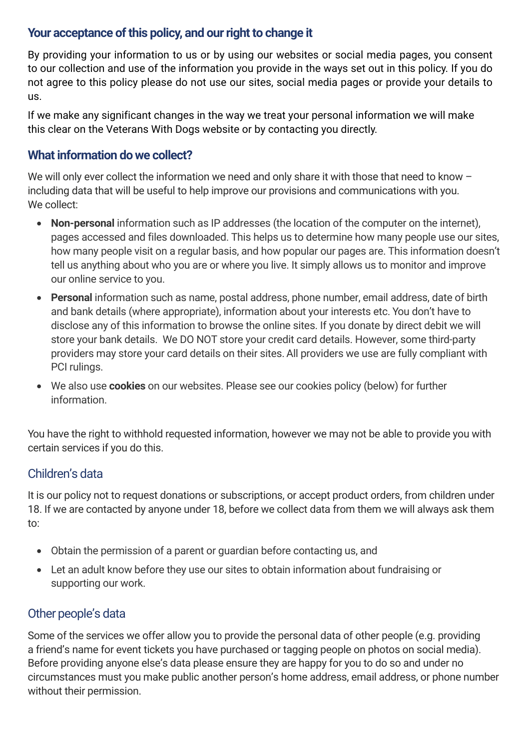## Your acceptance of this policy, and our right to change it

By providing your information to us or by using our websites or social media pages, you consent to our collection and use of the information you provide in the ways set out in this policy. If you do not agree to this policy please do not use our sites, social media pages or provide your details to us.

If we make any significant changes in the way we treat your personal information we will make this clear on the Veterans With Dogs website or by contacting you directly.

## What information do we collect?

We will only ever collect the information we need and only share it with those that need to know – including data that will be useful to help improve our provisions and communications with you. We collect:

- **Non-personal** information such as IP addresses (the location of the computer on the internet), pages accessed and files downloaded. This helps us to determine how many people use our sites, how many people visit on a regular basis, and how popular our pages are. This information doesn't tell us anything about who you are or where you live. It simply allows us to monitor and improve our online service to you.
- **Personal** information such as name, postal address, phone number, email address, date of birth and bank details (where appropriate), information about your interests etc. You don't have to disclose any of this information to browse the online sites. If you donate by direct debit we will store your bank details. We DO NOT store your credit card details. However, some third-party providers may store your card details on their sites. All providers we use are fully compliant with PCI rulings.
- We also use **cookies** on our websites. Please see our cookies policy (below) for further information.

You have the right to withhold requested information, however we may not be able to provide you with certain services if you do this.

### Children's data

It is our policy not to request donations or subscriptions, or accept product orders, from children under 18. If we are contacted by anyone under 18, before we collect data from them we will always ask them to:

- Obtain the permission of a parent or guardian before contacting us, and
- Let an adult know before they use our sites to obtain information about fundraising or supporting our work.

### Other people's data

Some of the services we offer allow you to provide the personal data of other people (e.g. providing a friend's name for event tickets you have purchased or tagging people on photos on social media). Before providing anyone else's data please ensure they are happy for you to do so and under no circumstances must you make public another person's home address, email address, or phone number without their permission.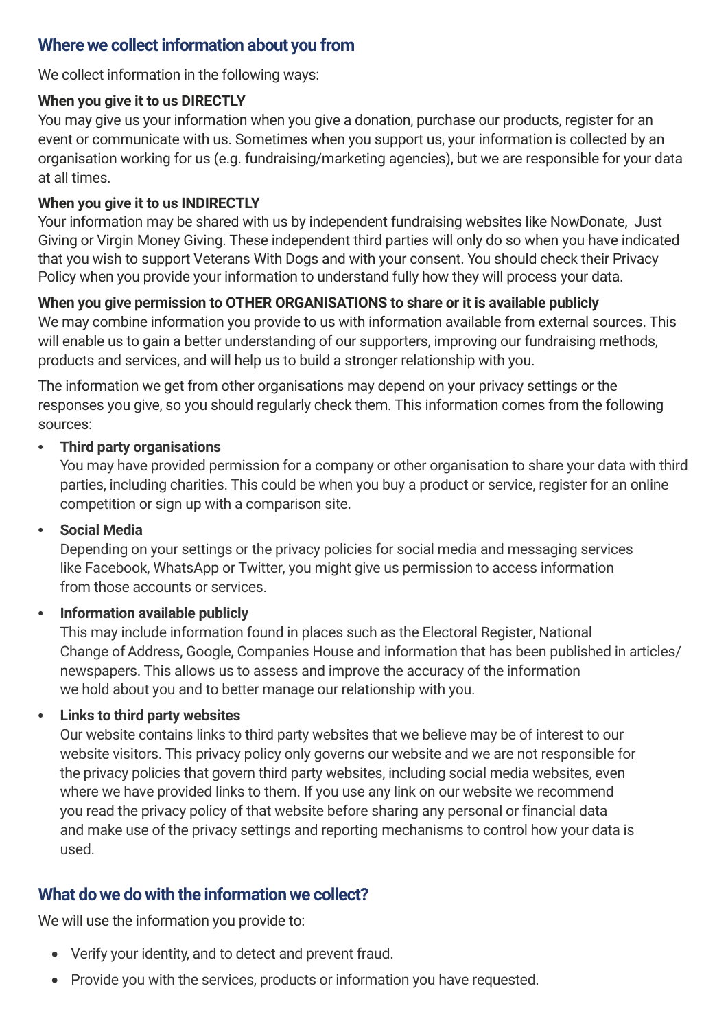## Where we collect information about you from

We collect information in the following ways:

**When you give it to us DIRECTLY**
You may give us your information when you give a donation, purchase our products, register for an event or communicate with us. Sometimes when you support us, your information is collected by an organisation working for us (e.g. fundraising/marketing agencies), but we are responsible for your data at all times.

**When you give it to us INDIRECTLY**
Your information may be shared with us by independent fundraising websites like NowDonate, Just Giving or Virgin Money Giving. These independent third parties will only do so when you have indicated that you wish to support Veterans With Dogs and with your consent. You should check their Privacy Policy when you provide your information to understand fully how they will process your data.

**When you give permission to OTHER ORGANISATIONS to share or it is available publicly**
We may combine information you provide to us with information available from external sources. This will enable us to gain a better understanding of our supporters, improving our fundraising methods, products and services, and will help us to build a stronger relationship with you.

The information we get from other organisations may depend on your privacy settings or the responses you give, so you should regularly check them. This information comes from the following sources:

- **Third party organisations**
  You may have provided permission for a company or other organisation to share your data with third parties, including charities. This could be when you buy a product or service, register for an online competition or sign up with a comparison site.
- **Social Media**
  Depending on your settings or the privacy policies for social media and messaging services like Facebook, WhatsApp or Twitter, you might give us permission to access information from those accounts or services.
- **Information available publicly**
  This may include information found in places such as the Electoral Register, National Change of Address, Google, Companies House and information that has been published in articles/newspapers. This allows us to assess and improve the accuracy of the information we hold about you and to better manage our relationship with you.
- **Links to third party websites**
  Our website contains links to third party websites that we believe may be of interest to our website visitors. This privacy policy only governs our website and we are not responsible for the privacy policies that govern third party websites, including social media websites, even where we have provided links to them. If you use any link on our website we recommend you read the privacy policy of that website before sharing any personal or financial data and make use of the privacy settings and reporting mechanisms to control how your data is used.

## What do we do with the information we collect?

We will use the information you provide to:

- Verify your identity, and to detect and prevent fraud.
- Provide you with the services, products or information you have requested.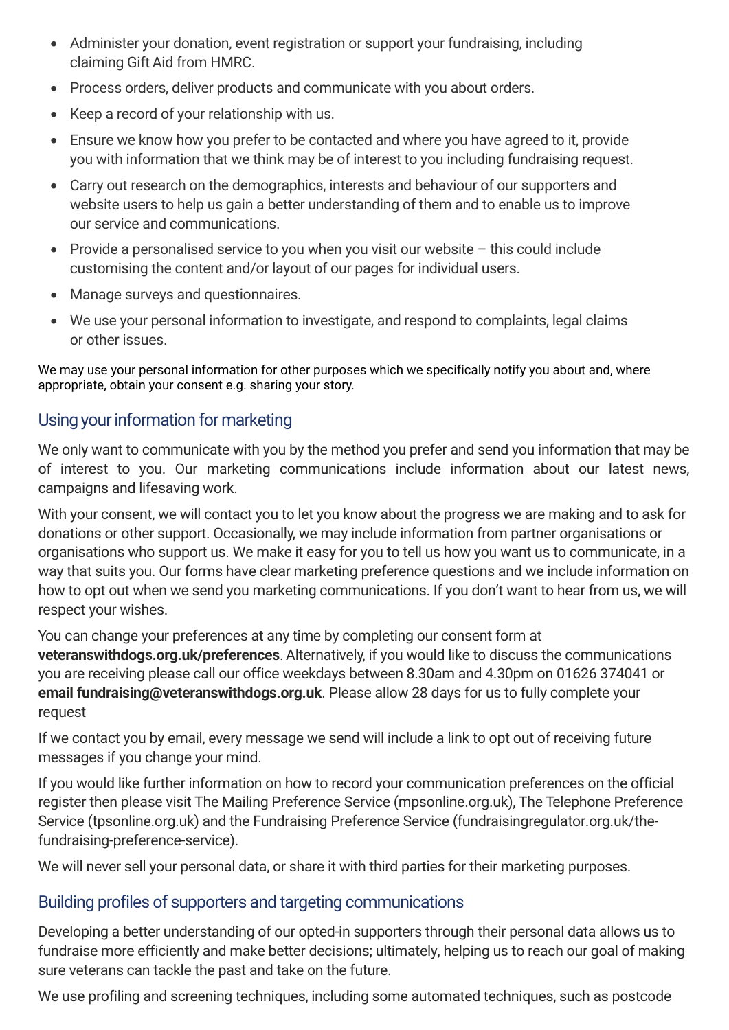- Administer your donation, event registration or support your fundraising, including claiming Gift Aid from HMRC.
- Process orders, deliver products and communicate with you about orders.
- Keep a record of your relationship with us.
- Ensure we know how you prefer to be contacted and where you have agreed to it, provide you with information that we think may be of interest to you including fundraising request.
- Carry out research on the demographics, interests and behaviour of our supporters and website users to help us gain a better understanding of them and to enable us to improve our service and communications.
- Provide a personalised service to you when you visit our website – this could include customising the content and/or layout of our pages for individual users.
- Manage surveys and questionnaires.
- We use your personal information to investigate, and respond to complaints, legal claims or other issues.

We may use your personal information for other purposes which we specifically notify you about and, where appropriate, obtain your consent e.g. sharing your story.

## Using your information for marketing

We only want to communicate with you by the method you prefer and send you information that may be of interest to you. Our marketing communications include information about our latest news, campaigns and lifesaving work.

With your consent, we will contact you to let you know about the progress we are making and to ask for donations or other support. Occasionally, we may include information from partner organisations or organisations who support us. We make it easy for you to tell us how you want us to communicate, in a way that suits you. Our forms have clear marketing preference questions and we include information on how to opt out when we send you marketing communications. If you don't want to hear from us, we will respect your wishes.

You can change your preferences at any time by completing our consent form at **veteranswithdogs.org.uk/preferences**. Alternatively, if you would like to discuss the communications you are receiving please call our office weekdays between 8.30am and 4.30pm on 01626 374041 or **email fundraising@veteranswithdogs.org.uk**. Please allow 28 days for us to fully complete your request

If we contact you by email, every message we send will include a link to opt out of receiving future messages if you change your mind.

If you would like further information on how to record your communication preferences on the official register then please visit The Mailing Preference Service (mpsonline.org.uk), The Telephone Preference Service (tpsonline.org.uk) and the Fundraising Preference Service (fundraisingregulator.org.uk/the-fundraising-preference-service).

We will never sell your personal data, or share it with third parties for their marketing purposes.

## Building profiles of supporters and targeting communications

Developing a better understanding of our opted-in supporters through their personal data allows us to fundraise more efficiently and make better decisions; ultimately, helping us to reach our goal of making sure veterans can tackle the past and take on the future.

We use profiling and screening techniques, including some automated techniques, such as postcode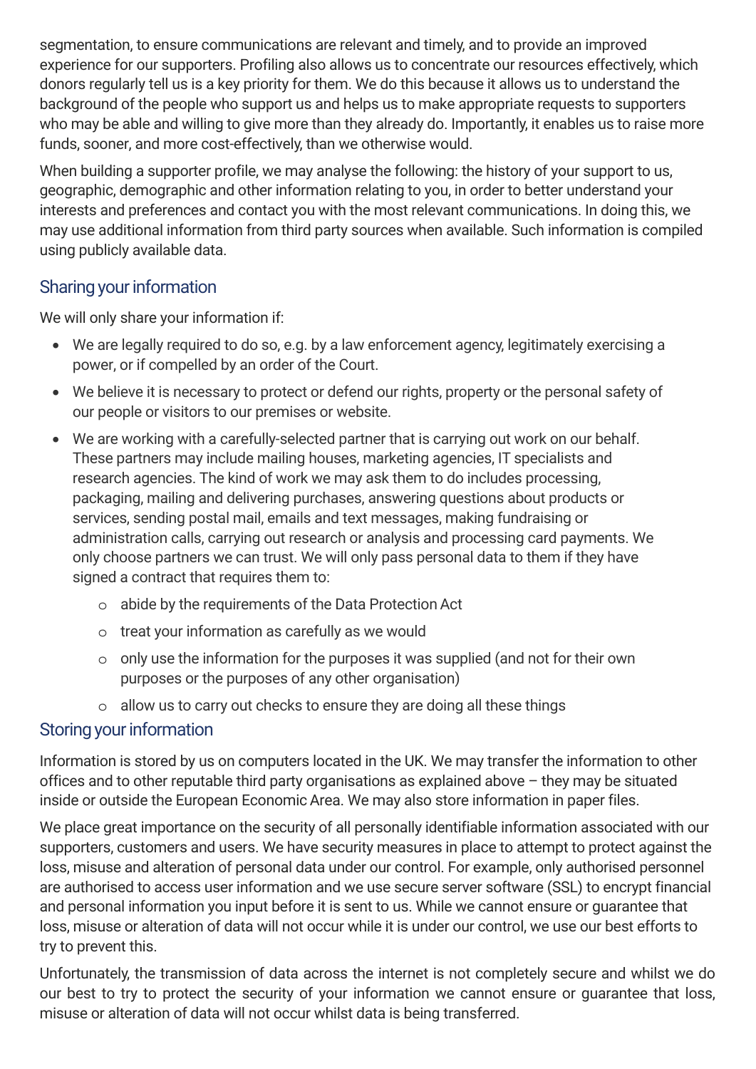segmentation, to ensure communications are relevant and timely, and to provide an improved experience for our supporters. Profiling also allows us to concentrate our resources effectively, which donors regularly tell us is a key priority for them. We do this because it allows us to understand the background of the people who support us and helps us to make appropriate requests to supporters who may be able and willing to give more than they already do. Importantly, it enables us to raise more funds, sooner, and more cost-effectively, than we otherwise would.

When building a supporter profile, we may analyse the following: the history of your support to us, geographic, demographic and other information relating to you, in order to better understand your interests and preferences and contact you with the most relevant communications. In doing this, we may use additional information from third party sources when available. Such information is compiled using publicly available data.

## Sharing your information

We will only share your information if:

- We are legally required to do so, e.g. by a law enforcement agency, legitimately exercising a power, or if compelled by an order of the Court.
- We believe it is necessary to protect or defend our rights, property or the personal safety of our people or visitors to our premises or website.
- We are working with a carefully-selected partner that is carrying out work on our behalf. These partners may include mailing houses, marketing agencies, IT specialists and research agencies. The kind of work we may ask them to do includes processing, packaging, mailing and delivering purchases, answering questions about products or services, sending postal mail, emails and text messages, making fundraising or administration calls, carrying out research or analysis and processing card payments. We only choose partners we can trust. We will only pass personal data to them if they have signed a contract that requires them to:
    - abide by the requirements of the Data Protection Act
    - treat your information as carefully as we would
    - only use the information for the purposes it was supplied (and not for their own purposes or the purposes of any other organisation)
    - allow us to carry out checks to ensure they are doing all these things

## Storing your information

Information is stored by us on computers located in the UK. We may transfer the information to other offices and to other reputable third party organisations as explained above – they may be situated inside or outside the European Economic Area. We may also store information in paper files.

We place great importance on the security of all personally identifiable information associated with our supporters, customers and users. We have security measures in place to attempt to protect against the loss, misuse and alteration of personal data under our control. For example, only authorised personnel are authorised to access user information and we use secure server software (SSL) to encrypt financial and personal information you input before it is sent to us. While we cannot ensure or guarantee that loss, misuse or alteration of data will not occur while it is under our control, we use our best efforts to try to prevent this.

Unfortunately, the transmission of data across the internet is not completely secure and whilst we do our best to try to protect the security of your information we cannot ensure or guarantee that loss, misuse or alteration of data will not occur whilst data is being transferred.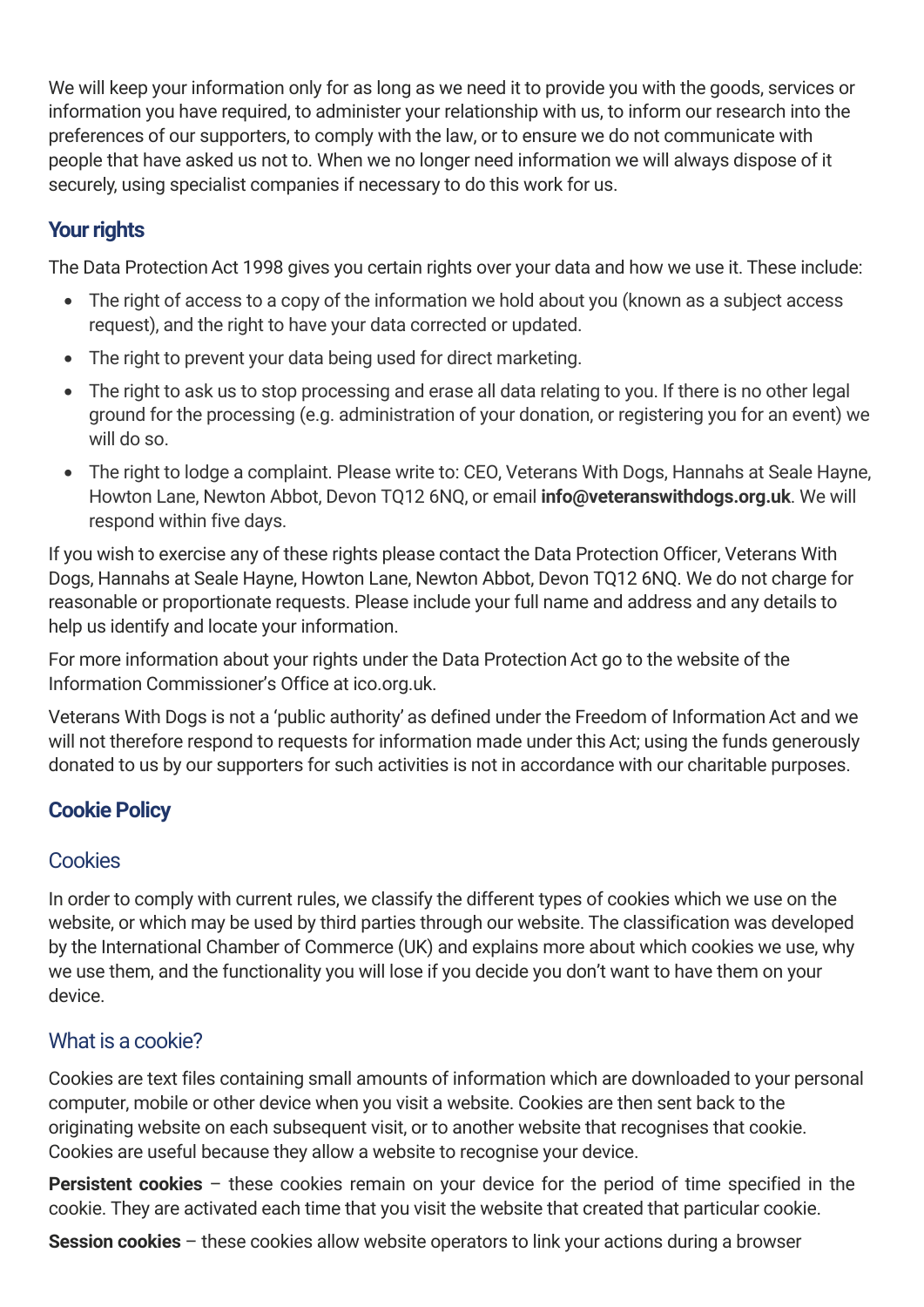We will keep your information only for as long as we need it to provide you with the goods, services or information you have required, to administer your relationship with us, to inform our research into the preferences of our supporters, to comply with the law, or to ensure we do not communicate with people that have asked us not to. When we no longer need information we will always dispose of it securely, using specialist companies if necessary to do this work for us.

## Your rights

The Data Protection Act 1998 gives you certain rights over your data and how we use it. These include:

- The right of access to a copy of the information we hold about you (known as a subject access request), and the right to have your data corrected or updated.
- The right to prevent your data being used for direct marketing.
- The right to ask us to stop processing and erase all data relating to you. If there is no other legal ground for the processing (e.g. administration of your donation, or registering you for an event) we will do so.
- The right to lodge a complaint. Please write to: CEO, Veterans With Dogs, Hannahs at Seale Hayne, Howton Lane, Newton Abbot, Devon TQ12 6NQ, or email **info@veteranswithdogs.org.uk**. We will respond within five days.

If you wish to exercise any of these rights please contact the Data Protection Officer, Veterans With Dogs, Hannahs at Seale Hayne, Howton Lane, Newton Abbot, Devon TQ12 6NQ. We do not charge for reasonable or proportionate requests. Please include your full name and address and any details to help us identify and locate your information.

For more information about your rights under the Data Protection Act go to the website of the Information Commissioner's Office at ico.org.uk.

Veterans With Dogs is not a 'public authority' as defined under the Freedom of Information Act and we will not therefore respond to requests for information made under this Act; using the funds generously donated to us by our supporters for such activities is not in accordance with our charitable purposes.

## Cookie Policy

### Cookies

In order to comply with current rules, we classify the different types of cookies which we use on the website, or which may be used by third parties through our website. The classification was developed by the International Chamber of Commerce (UK) and explains more about which cookies we use, why we use them, and the functionality you will lose if you decide you don't want to have them on your device.

### What is a cookie?

Cookies are text files containing small amounts of information which are downloaded to your personal computer, mobile or other device when you visit a website. Cookies are then sent back to the originating website on each subsequent visit, or to another website that recognises that cookie. Cookies are useful because they allow a website to recognise your device.

**Persistent cookies** – these cookies remain on your device for the period of time specified in the cookie. They are activated each time that you visit the website that created that particular cookie.

**Session cookies** – these cookies allow website operators to link your actions during a browser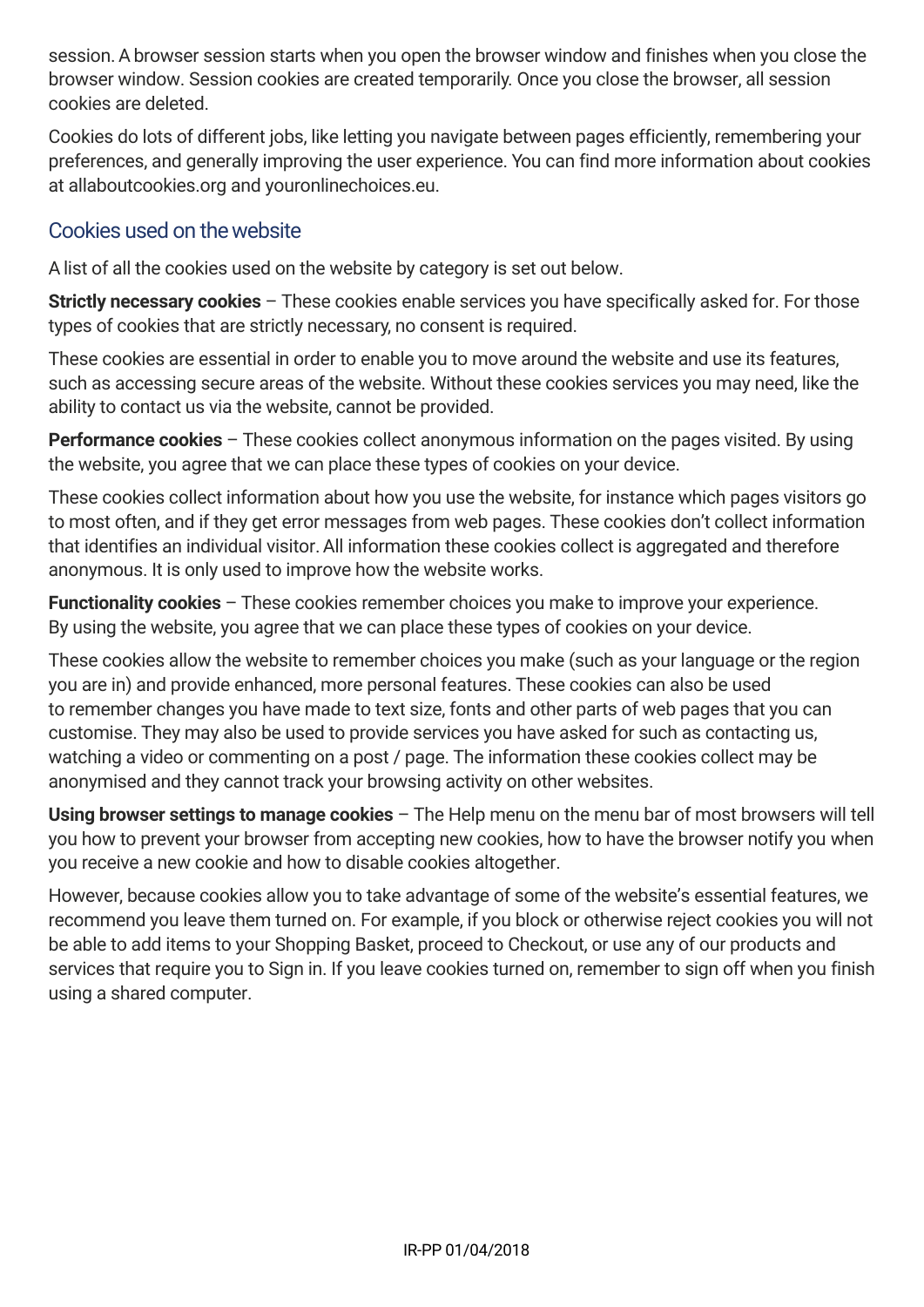session. A browser session starts when you open the browser window and finishes when you close the browser window. Session cookies are created temporarily. Once you close the browser, all session cookies are deleted.

Cookies do lots of different jobs, like letting you navigate between pages efficiently, remembering your preferences, and generally improving the user experience. You can find more information about cookies at allaboutcookies.org and youronlinechoices.eu.

## Cookies used on the website

A list of all the cookies used on the website by category is set out below.

**Strictly necessary cookies** – These cookies enable services you have specifically asked for. For those types of cookies that are strictly necessary, no consent is required.

These cookies are essential in order to enable you to move around the website and use its features, such as accessing secure areas of the website. Without these cookies services you may need, like the ability to contact us via the website, cannot be provided.

**Performance cookies** – These cookies collect anonymous information on the pages visited. By using the website, you agree that we can place these types of cookies on your device.

These cookies collect information about how you use the website, for instance which pages visitors go to most often, and if they get error messages from web pages. These cookies don't collect information that identifies an individual visitor. All information these cookies collect is aggregated and therefore anonymous. It is only used to improve how the website works.

**Functionality cookies** – These cookies remember choices you make to improve your experience. By using the website, you agree that we can place these types of cookies on your device.

These cookies allow the website to remember choices you make (such as your language or the region you are in) and provide enhanced, more personal features. These cookies can also be used to remember changes you have made to text size, fonts and other parts of web pages that you can customise. They may also be used to provide services you have asked for such as contacting us, watching a video or commenting on a post / page. The information these cookies collect may be anonymised and they cannot track your browsing activity on other websites.

**Using browser settings to manage cookies** – The Help menu on the menu bar of most browsers will tell you how to prevent your browser from accepting new cookies, how to have the browser notify you when you receive a new cookie and how to disable cookies altogether.

However, because cookies allow you to take advantage of some of the website's essential features, we recommend you leave them turned on. For example, if you block or otherwise reject cookies you will not be able to add items to your Shopping Basket, proceed to Checkout, or use any of our products and services that require you to Sign in. If you leave cookies turned on, remember to sign off when you finish using a shared computer.